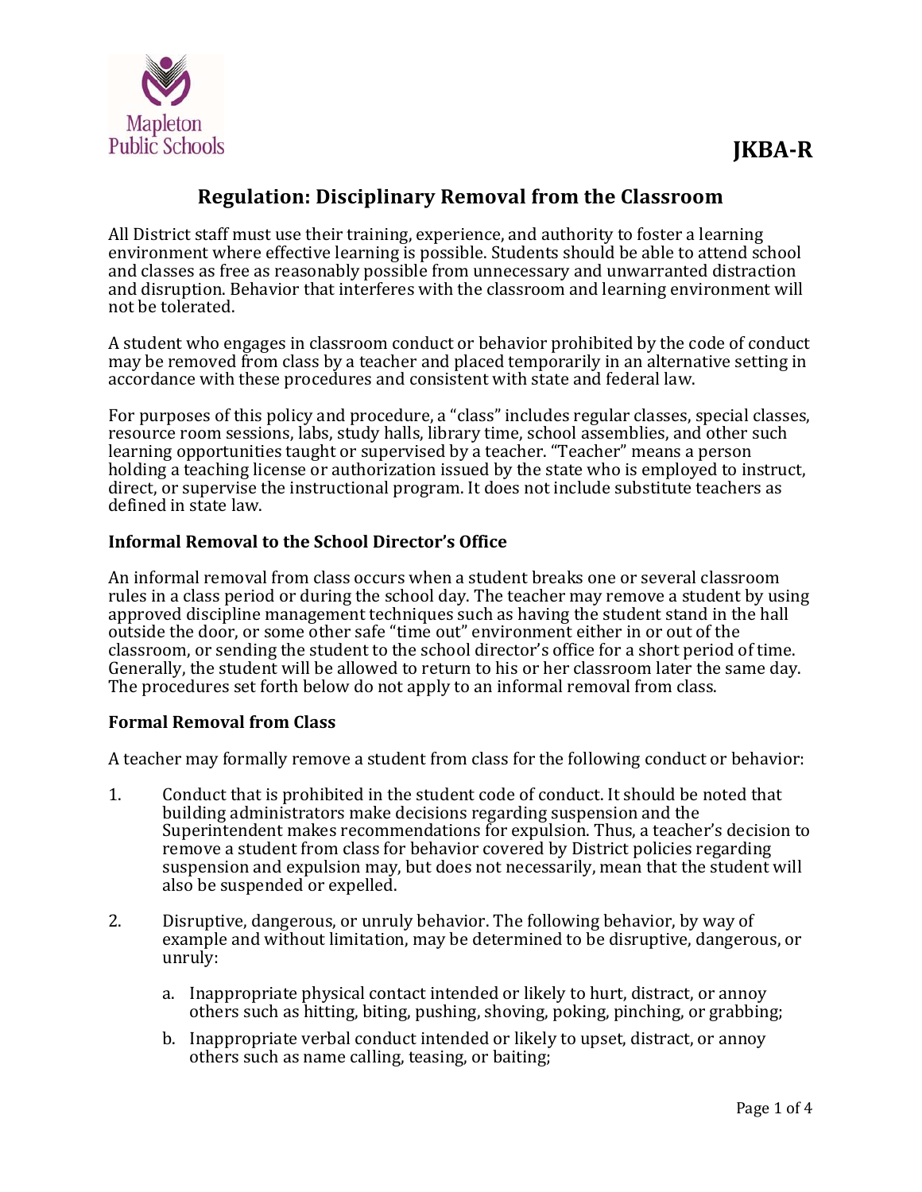JKBA-R

# Regulation: Disciplinary Removal from the Classroom

All District staff must use their training, experience, and authority to foster a learning environment where effective learning is possible. Students should be able to attend school and classes as free as reasonably possible from unnecessary and unwarranted distraction and disruption. Behavior that interferes with the classroom and learning environment will not be tolerated.

A student who engages in classroom conduct or behavior prohibited by the code of conduct may be removed from class by a teacher and placed temporarily in an alternative setting in accordance with these procedures and consistent with state and federal law.

For purposes of this policy and procedure, a "class" includes regular classes, special classes, resource room sessions, labs, study halls, library time, school assemblies, and other such learning opportunities taught or supervised by a teacher. "Teacher" means a person holding a teaching license or authorization issued by the state who is employed to instruct, direct, or supervise the instructional program. It does not include substitute teachers as defined in state law.

### Informal Removal to the School Director's Office

An informal removal from class occurs when a student breaks one or several classroom rules in a class period or during the school day. The teacher may remove a student by using approved discipline management techniques such as having the student stand in the hall outside the door, or some other safe "time out" environment either in or out of the classroom, or sending the student to the school director's office for a short period of time. Generally, the student will be allowed to return to his or her classroom later the same day. The procedures set forth below do not apply to an informal removal from class.

### Formal Removal from Class

A teacher may formally remove a student from class for the following conduct or behavior:

1. Conduct that is prohibited in the student code of conduct. It should be noted that building administrators make decisions regarding suspension and the Superintendent makes recommendations for expulsion. Thus, a teacher's decision to remove a student from class for behavior covered by District policies regarding suspension and expulsion may, but does not necessarily, mean that the student will also be suspended or expelled.
2. Disruptive, dangerous, or unruly behavior. The following behavior, by way of example and without limitation, may be determined to be disruptive, dangerous, or unruly:
   a. Inappropriate physical contact intended or likely to hurt, distract, or annoy others such as hitting, biting, pushing, shoving, poking, pinching, or grabbing;
   b. Inappropriate verbal conduct intended or likely to upset, distract, or annoy others such as name calling, teasing, or baiting;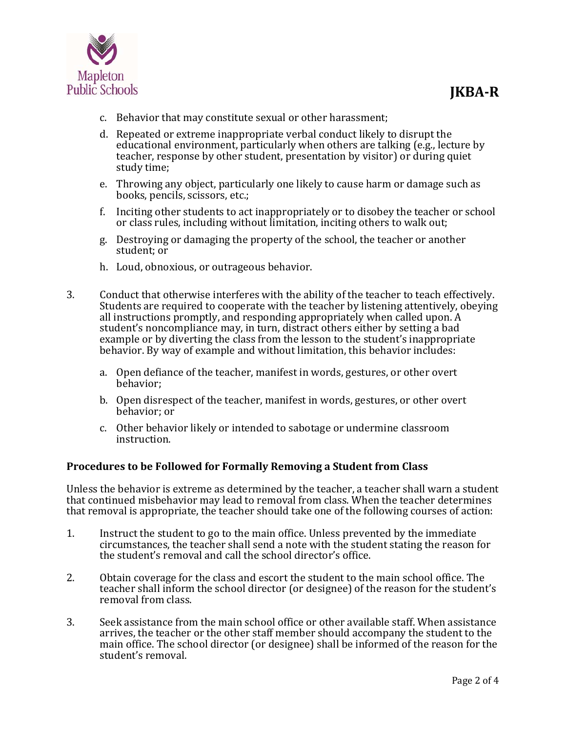c. Behavior that may constitute sexual or other harassment;

d. Repeated or extreme inappropriate verbal conduct likely to disrupt the educational environment, particularly when others are talking (e.g., lecture by teacher, response by other student, presentation by visitor) or during quiet study time;

e. Throwing any object, particularly one likely to cause harm or damage such as books, pencils, scissors, etc.;

f. Inciting other students to act inappropriately or to disobey the teacher or school or class rules, including without limitation, inciting others to walk out;

g. Destroying or damaging the property of the school, the teacher or another student; or

h. Loud, obnoxious, or outrageous behavior.

3. Conduct that otherwise interferes with the ability of the teacher to teach effectively. Students are required to cooperate with the teacher by listening attentively, obeying all instructions promptly, and responding appropriately when called upon. A student's noncompliance may, in turn, distract others either by setting a bad example or by diverting the class from the lesson to the student's inappropriate behavior. By way of example and without limitation, this behavior includes:

    a. Open defiance of the teacher, manifest in words, gestures, or other overt behavior;

    b. Open disrespect of the teacher, manifest in words, gestures, or other overt behavior; or

    c. Other behavior likely or intended to sabotage or undermine classroom instruction.

**Procedures to be Followed for Formally Removing a Student from Class**

Unless the behavior is extreme as determined by the teacher, a teacher shall warn a student that continued misbehavior may lead to removal from class. When the teacher determines that removal is appropriate, the teacher should take one of the following courses of action:

1. Instruct the student to go to the main office. Unless prevented by the immediate circumstances, the teacher shall send a note with the student stating the reason for the student's removal and call the school director's office.

2. Obtain coverage for the class and escort the student to the main school office. The teacher shall inform the school director (or designee) of the reason for the student's removal from class.

3. Seek assistance from the main school office or other available staff. When assistance arrives, the teacher or the other staff member should accompany the student to the main office. The school director (or designee) shall be informed of the reason for the student's removal.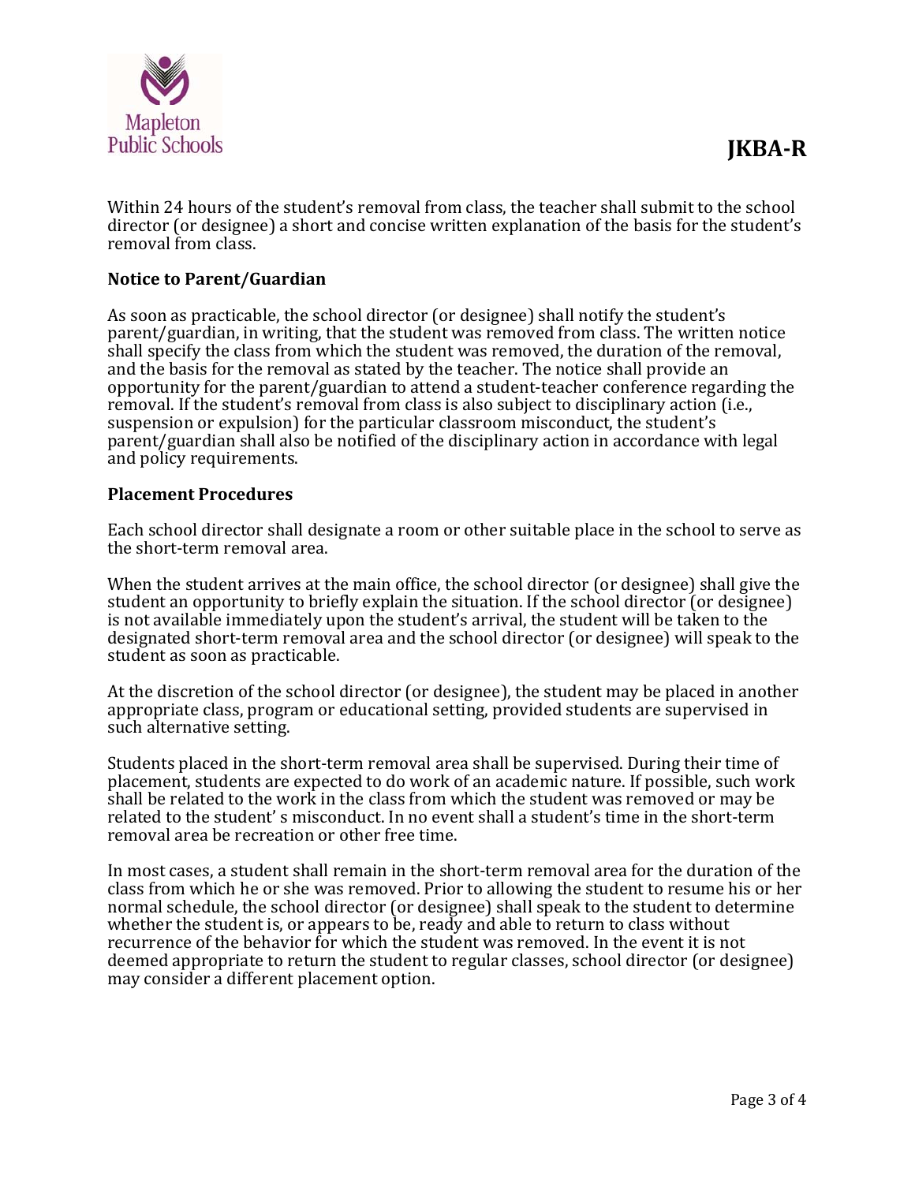Within 24 hours of the student's removal from class, the teacher shall submit to the school director (or designee) a short and concise written explanation of the basis for the student's removal from class.

**Notice to Parent/Guardian**

As soon as practicable, the school director (or designee) shall notify the student's parent/guardian, in writing, that the student was removed from class. The written notice shall specify the class from which the student was removed, the duration of the removal, and the basis for the removal as stated by the teacher. The notice shall provide an opportunity for the parent/guardian to attend a student-teacher conference regarding the removal. If the student's removal from class is also subject to disciplinary action (i.e., suspension or expulsion) for the particular classroom misconduct, the student's parent/guardian shall also be notified of the disciplinary action in accordance with legal and policy requirements.

**Placement Procedures**

Each school director shall designate a room or other suitable place in the school to serve as the short-term removal area.

When the student arrives at the main office, the school director (or designee) shall give the student an opportunity to briefly explain the situation. If the school director (or designee) is not available immediately upon the student's arrival, the student will be taken to the designated short-term removal area and the school director (or designee) will speak to the student as soon as practicable.

At the discretion of the school director (or designee), the student may be placed in another appropriate class, program or educational setting, provided students are supervised in such alternative setting.

Students placed in the short-term removal area shall be supervised. During their time of placement, students are expected to do work of an academic nature. If possible, such work shall be related to the work in the class from which the student was removed or may be related to the student' s misconduct. In no event shall a student's time in the short-term removal area be recreation or other free time.

In most cases, a student shall remain in the short-term removal area for the duration of the class from which he or she was removed. Prior to allowing the student to resume his or her normal schedule, the school director (or designee) shall speak to the student to determine whether the student is, or appears to be, ready and able to return to class without recurrence of the behavior for which the student was removed. In the event it is not deemed appropriate to return the student to regular classes, school director (or designee) may consider a different placement option.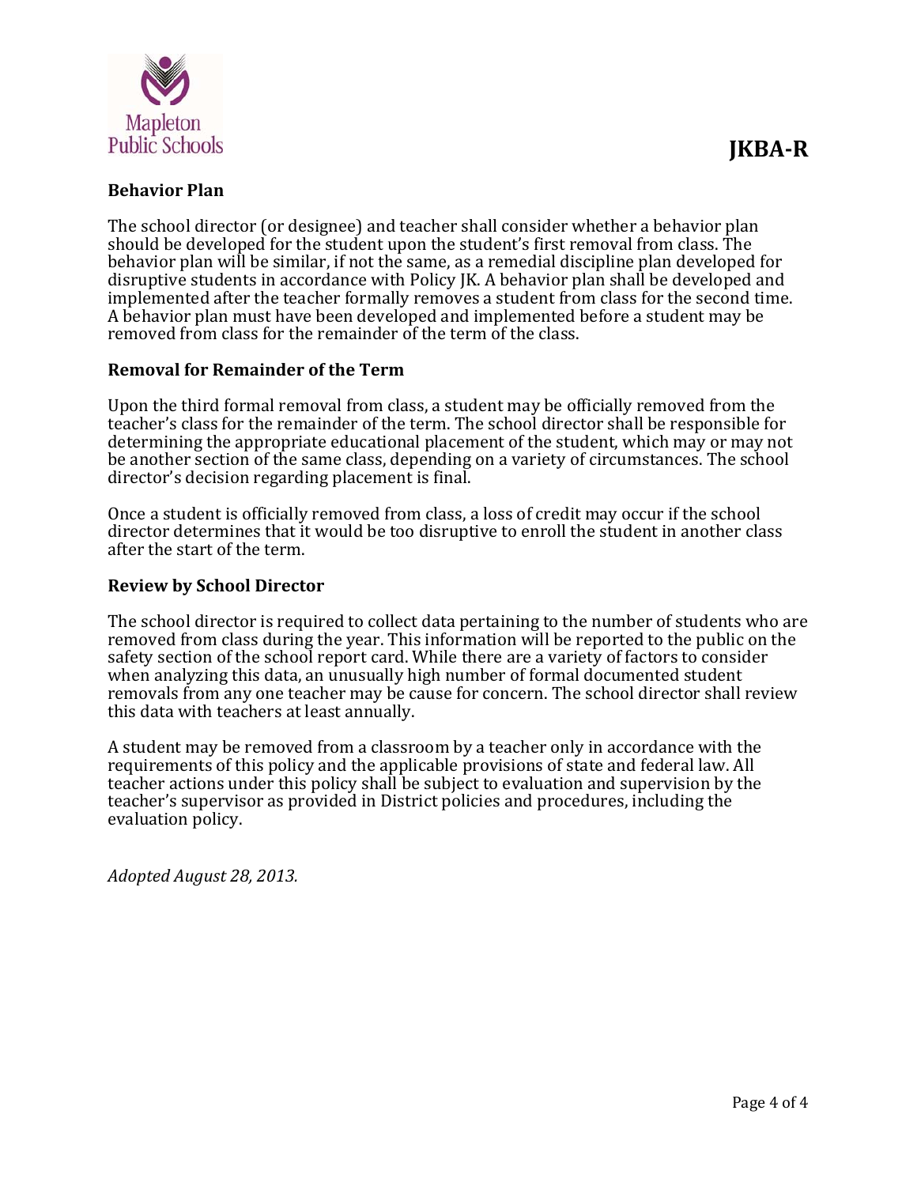## Behavior Plan

The school director (or designee) and teacher shall consider whether a behavior plan should be developed for the student upon the student's first removal from class. The behavior plan will be similar, if not the same, as a remedial discipline plan developed for disruptive students in accordance with Policy JK. A behavior plan shall be developed and implemented after the teacher formally removes a student from class for the second time. A behavior plan must have been developed and implemented before a student may be removed from class for the remainder of the term of the class.

## Removal for Remainder of the Term

Upon the third formal removal from class, a student may be officially removed from the teacher's class for the remainder of the term. The school director shall be responsible for determining the appropriate educational placement of the student, which may or may not be another section of the same class, depending on a variety of circumstances. The school director's decision regarding placement is final.

Once a student is officially removed from class, a loss of credit may occur if the school director determines that it would be too disruptive to enroll the student in another class after the start of the term.

## Review by School Director

The school director is required to collect data pertaining to the number of students who are removed from class during the year. This information will be reported to the public on the safety section of the school report card. While there are a variety of factors to consider when analyzing this data, an unusually high number of formal documented student removals from any one teacher may be cause for concern. The school director shall review this data with teachers at least annually.

A student may be removed from a classroom by a teacher only in accordance with the requirements of this policy and the applicable provisions of state and federal law. All teacher actions under this policy shall be subject to evaluation and supervision by the teacher's supervisor as provided in District policies and procedures, including the evaluation policy.

*Adopted August 28, 2013.*